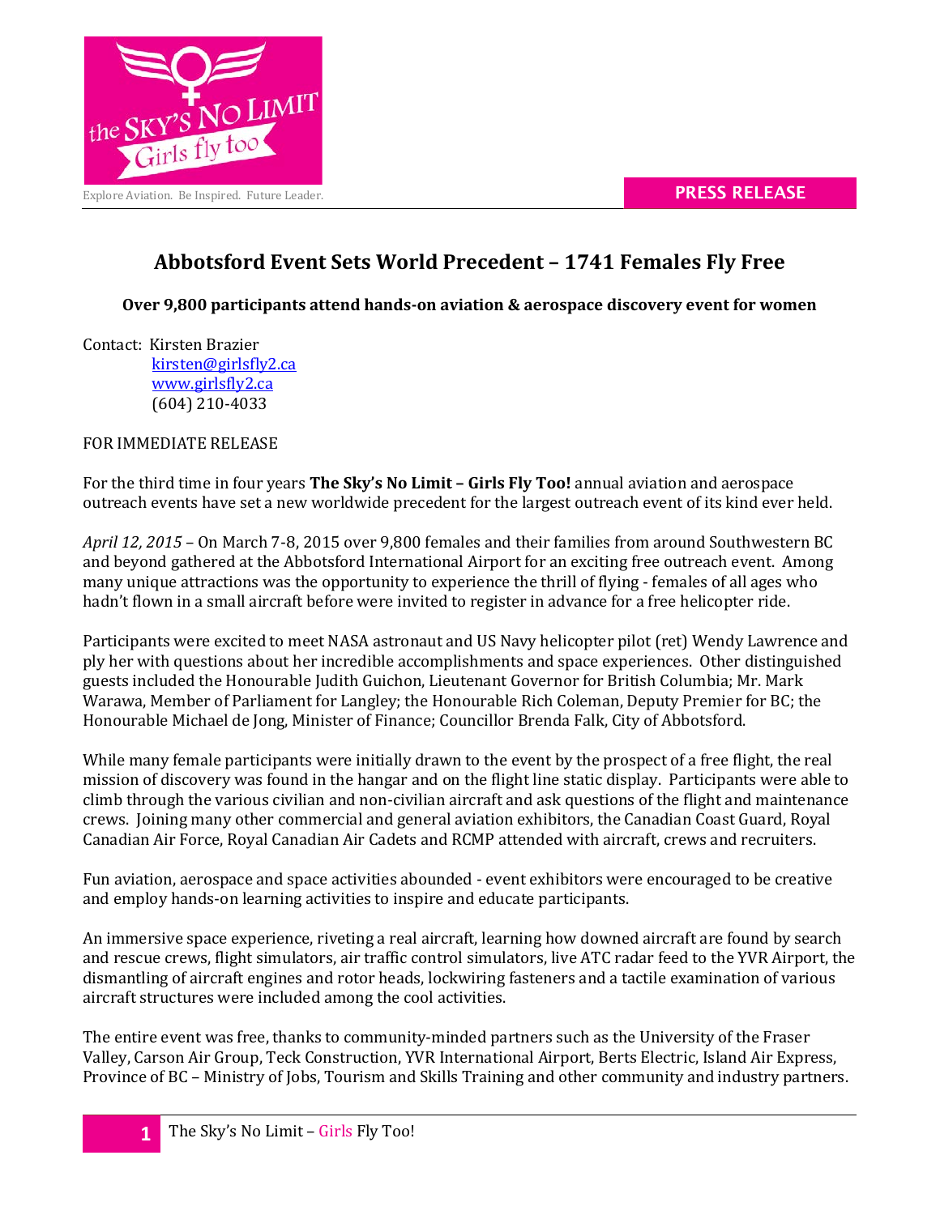Explore Aviation. Be Inspired. Future Leader.

**PRESS RELEASE**

# Abbotsford Event Sets World Precedent – 1741 Females Fly Free

**Over 9,800 participants attend hands-on aviation & aerospace discovery event for women**

Contact: Kirsten Brazier
kirsten@girlsfly2.ca
www.girlsfly2.ca
(604) 210-4033

FOR IMMEDIATE RELEASE

For the third time in four years **The Sky's No Limit – Girls Fly Too!** annual aviation and aerospace outreach events have set a new worldwide precedent for the largest outreach event of its kind ever held.

*April 12, 2015* – On March 7-8, 2015 over 9,800 females and their families from around Southwestern BC and beyond gathered at the Abbotsford International Airport for an exciting free outreach event. Among many unique attractions was the opportunity to experience the thrill of flying - females of all ages who hadn't flown in a small aircraft before were invited to register in advance for a free helicopter ride.

Participants were excited to meet NASA astronaut and US Navy helicopter pilot (ret) Wendy Lawrence and ply her with questions about her incredible accomplishments and space experiences. Other distinguished guests included the Honourable Judith Guichon, Lieutenant Governor for British Columbia; Mr. Mark Warawa, Member of Parliament for Langley; the Honourable Rich Coleman, Deputy Premier for BC; the Honourable Michael de Jong, Minister of Finance; Councillor Brenda Falk, City of Abbotsford.

While many female participants were initially drawn to the event by the prospect of a free flight, the real mission of discovery was found in the hangar and on the flight line static display. Participants were able to climb through the various civilian and non-civilian aircraft and ask questions of the flight and maintenance crews. Joining many other commercial and general aviation exhibitors, the Canadian Coast Guard, Royal Canadian Air Force, Royal Canadian Air Cadets and RCMP attended with aircraft, crews and recruiters.

Fun aviation, aerospace and space activities abounded - event exhibitors were encouraged to be creative and employ hands-on learning activities to inspire and educate participants.

An immersive space experience, riveting a real aircraft, learning how downed aircraft are found by search and rescue crews, flight simulators, air traffic control simulators, live ATC radar feed to the YVR Airport, the dismantling of aircraft engines and rotor heads, lockwiring fasteners and a tactile examination of various aircraft structures were included among the cool activities.

The entire event was free, thanks to community-minded partners such as the University of the Fraser Valley, Carson Air Group, Teck Construction, YVR International Airport, Berts Electric, Island Air Express, Province of BC – Ministry of Jobs, Tourism and Skills Training and other community and industry partners.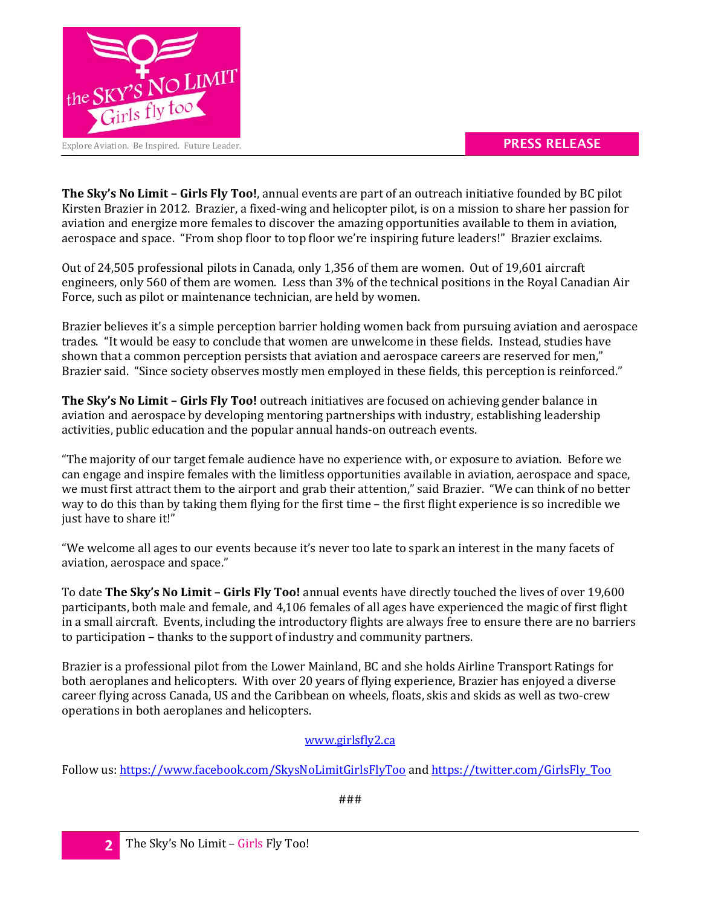**The Sky's No Limit – Girls Fly Too!**, annual events are part of an outreach initiative founded by BC pilot Kirsten Brazier in 2012. Brazier, a fixed-wing and helicopter pilot, is on a mission to share her passion for aviation and energize more females to discover the amazing opportunities available to them in aviation, aerospace and space. "From shop floor to top floor we're inspiring future leaders!" Brazier exclaims.

Out of 24,505 professional pilots in Canada, only 1,356 of them are women. Out of 19,601 aircraft engineers, only 560 of them are women. Less than 3% of the technical positions in the Royal Canadian Air Force, such as pilot or maintenance technician, are held by women.

Brazier believes it's a simple perception barrier holding women back from pursuing aviation and aerospace trades. "It would be easy to conclude that women are unwelcome in these fields. Instead, studies have shown that a common perception persists that aviation and aerospace careers are reserved for men," Brazier said. "Since society observes mostly men employed in these fields, this perception is reinforced."

**The Sky's No Limit – Girls Fly Too!** outreach initiatives are focused on achieving gender balance in aviation and aerospace by developing mentoring partnerships with industry, establishing leadership activities, public education and the popular annual hands-on outreach events.

"The majority of our target female audience have no experience with, or exposure to aviation. Before we can engage and inspire females with the limitless opportunities available in aviation, aerospace and space, we must first attract them to the airport and grab their attention," said Brazier. "We can think of no better way to do this than by taking them flying for the first time – the first flight experience is so incredible we just have to share it!"

"We welcome all ages to our events because it's never too late to spark an interest in the many facets of aviation, aerospace and space."

To date **The Sky's No Limit – Girls Fly Too!** annual events have directly touched the lives of over 19,600 participants, both male and female, and 4,106 females of all ages have experienced the magic of first flight in a small aircraft. Events, including the introductory flights are always free to ensure there are no barriers to participation – thanks to the support of industry and community partners.

Brazier is a professional pilot from the Lower Mainland, BC and she holds Airline Transport Ratings for both aeroplanes and helicopters. With over 20 years of flying experience, Brazier has enjoyed a diverse career flying across Canada, US and the Caribbean on wheels, floats, skis and skids as well as two-crew operations in both aeroplanes and helicopters.

www.girlsfly2.ca

Follow us: https://www.facebook.com/SkysNoLimitGirlsFlyToo and https://twitter.com/GirlsFly_Too

###